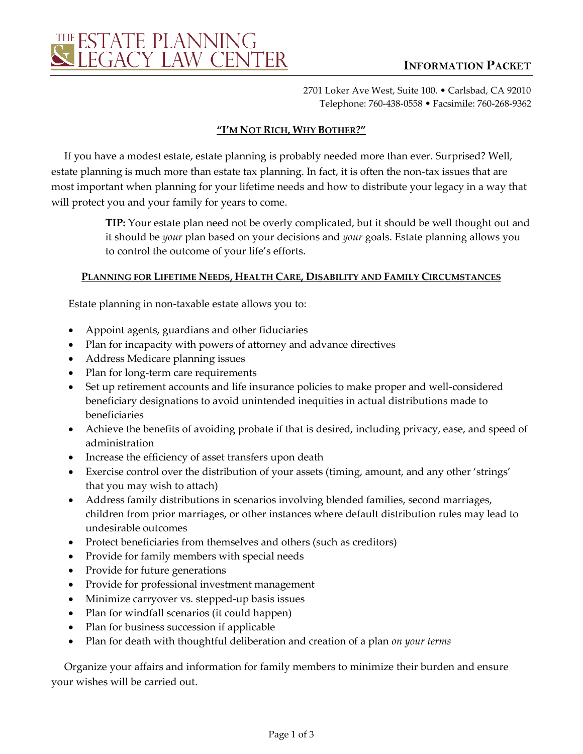# THE ESTATE PLANNING & LEGACY LAW CENTER

**INFORMATION PACKET**

2701 Loker Ave West, Suite 100. • Carlsbad, CA 92010
Telephone: 760-438-0558 • Facsimile: 760-268-9362

## "I'M NOT RICH, WHY BOTHER?"

If you have a modest estate, estate planning is probably needed more than ever. Surprised? Well, estate planning is much more than estate tax planning. In fact, it is often the non-tax issues that are most important when planning for your lifetime needs and how to distribute your legacy in a way that will protect you and your family for years to come.

> **TIP:** Your estate plan need not be overly complicated, but it should be well thought out and it should be *your* plan based on your decisions and *your* goals. Estate planning allows you to control the outcome of your life's efforts.

### PLANNING FOR LIFETIME NEEDS, HEALTH CARE, DISABILITY AND FAMILY CIRCUMSTANCES

Estate planning in non-taxable estate allows you to:

- Appoint agents, guardians and other fiduciaries
- Plan for incapacity with powers of attorney and advance directives
- Address Medicare planning issues
- Plan for long-term care requirements
- Set up retirement accounts and life insurance policies to make proper and well-considered beneficiary designations to avoid unintended inequities in actual distributions made to beneficiaries
- Achieve the benefits of avoiding probate if that is desired, including privacy, ease, and speed of administration
- Increase the efficiency of asset transfers upon death
- Exercise control over the distribution of your assets (timing, amount, and any other 'strings' that you may wish to attach)
- Address family distributions in scenarios involving blended families, second marriages, children from prior marriages, or other instances where default distribution rules may lead to undesirable outcomes
- Protect beneficiaries from themselves and others (such as creditors)
- Provide for family members with special needs
- Provide for future generations
- Provide for professional investment management
- Minimize carryover vs. stepped-up basis issues
- Plan for windfall scenarios (it could happen)
- Plan for business succession if applicable
- Plan for death with thoughtful deliberation and creation of a plan *on your terms*

Organize your affairs and information for family members to minimize their burden and ensure your wishes will be carried out.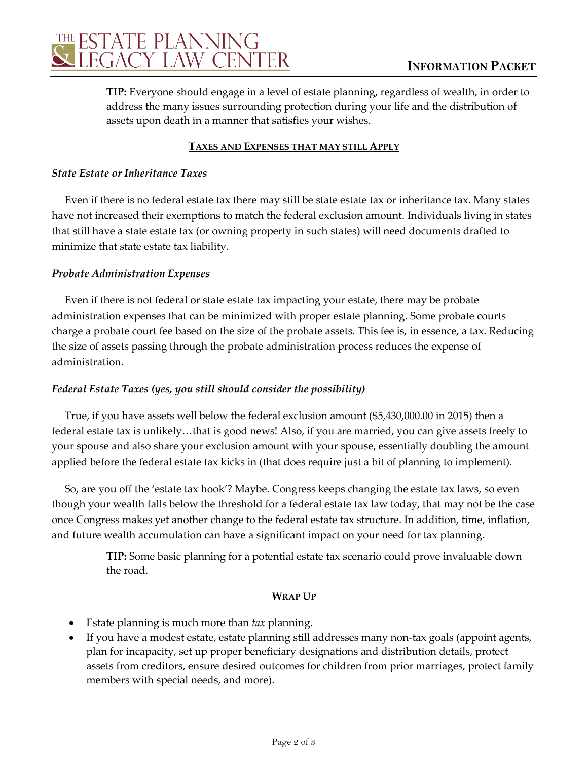**TIP:** Everyone should engage in a level of estate planning, regardless of wealth, in order to address the many issues surrounding protection during your life and the distribution of assets upon death in a manner that satisfies your wishes.

## Taxes and Expenses that may still Apply

### *State Estate or Inheritance Taxes*

Even if there is no federal estate tax there may still be state estate tax or inheritance tax. Many states have not increased their exemptions to match the federal exclusion amount. Individuals living in states that still have a state estate tax (or owning property in such states) will need documents drafted to minimize that state estate tax liability.

### *Probate Administration Expenses*

Even if there is not federal or state estate tax impacting your estate, there may be probate administration expenses that can be minimized with proper estate planning. Some probate courts charge a probate court fee based on the size of the probate assets. This fee is, in essence, a tax. Reducing the size of assets passing through the probate administration process reduces the expense of administration.

### *Federal Estate Taxes (yes, you still should consider the possibility)*

True, if you have assets well below the federal exclusion amount ($5,430,000.00 in 2015) then a federal estate tax is unlikely…that is good news! Also, if you are married, you can give assets freely to your spouse and also share your exclusion amount with your spouse, essentially doubling the amount applied before the federal estate tax kicks in (that does require just a bit of planning to implement).

So, are you off the 'estate tax hook'? Maybe. Congress keeps changing the estate tax laws, so even though your wealth falls below the threshold for a federal estate tax law today, that may not be the case once Congress makes yet another change to the federal estate tax structure. In addition, time, inflation, and future wealth accumulation can have a significant impact on your need for tax planning.

**TIP:** Some basic planning for a potential estate tax scenario could prove invaluable down the road.

## Wrap Up

- Estate planning is much more than *tax* planning.
- If you have a modest estate, estate planning still addresses many non-tax goals (appoint agents, plan for incapacity, set up proper beneficiary designations and distribution details, protect assets from creditors, ensure desired outcomes for children from prior marriages, protect family members with special needs, and more).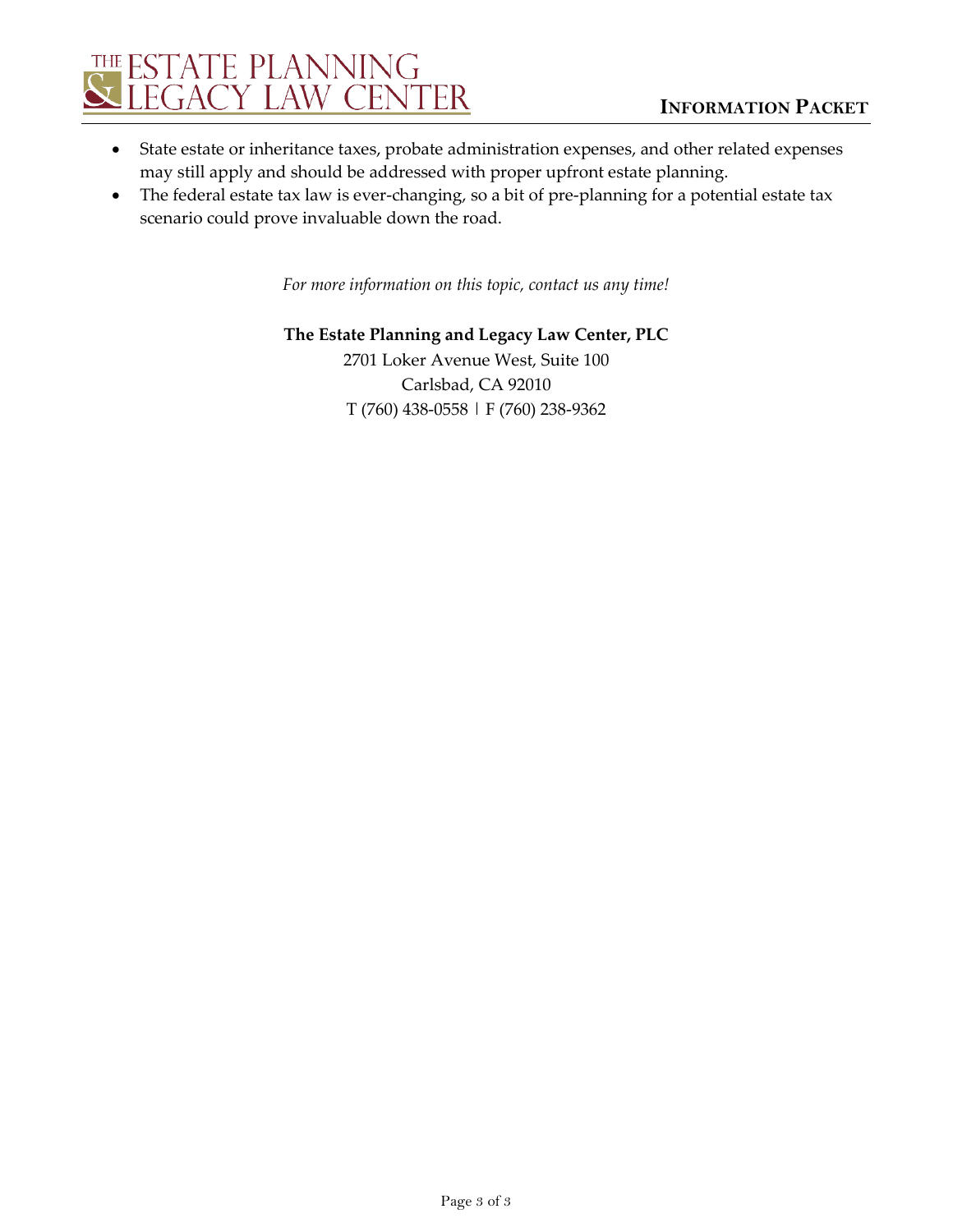- State estate or inheritance taxes, probate administration expenses, and other related expenses may still apply and should be addressed with proper upfront estate planning.
- The federal estate tax law is ever-changing, so a bit of pre-planning for a potential estate tax scenario could prove invaluable down the road.

*For more information on this topic, contact us any time!*

**The Estate Planning and Legacy Law Center, PLC**
2701 Loker Avenue West, Suite 100
Carlsbad, CA 92010
T (760) 438-0558 | F (760) 238-9362